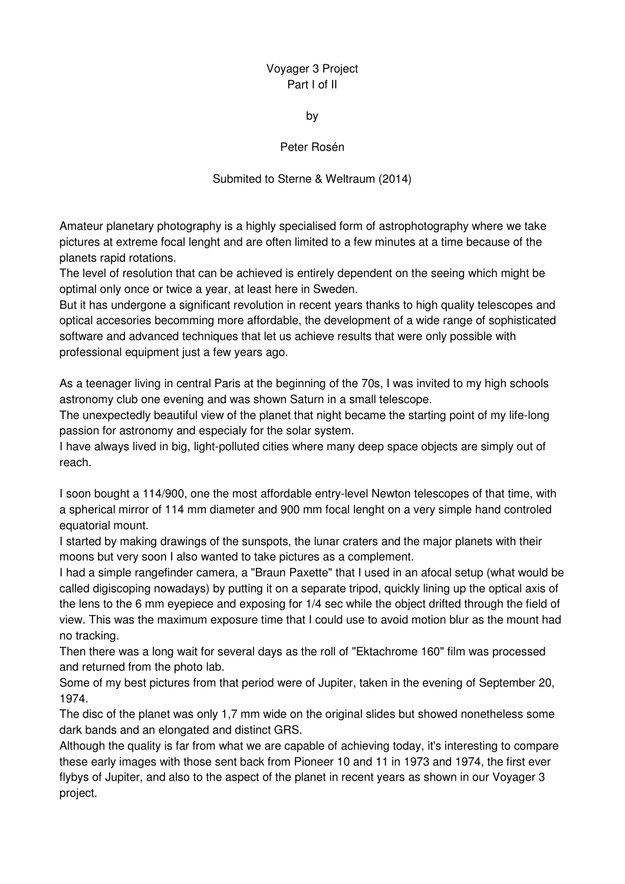# Voyager 3 Project

Part I of II

by

Peter Rosén

Submited to Sterne & Weltraum (2014)

Amateur planetary photography is a highly specialised form of astrophotography where we take pictures at extreme focal lenght and are often limited to a few minutes at a time because of the planets rapid rotations.
The level of resolution that can be achieved is entirely dependent on the seeing which might be optimal only once or twice a year, at least here in Sweden.
But it has undergone a significant revolution in recent years thanks to high quality telescopes and optical accesories becomming more affordable, the development of a wide range of sophisticated software and advanced techniques that let us achieve results that were only possible with professional equipment just a few years ago.

As a teenager living in central Paris at the beginning of the 70s, I was invited to my high schools astronomy club one evening and was shown Saturn in a small telescope.
The unexpectedly beautiful view of the planet that night became the starting point of my life-long passion for astronomy and especialy for the solar system.
I have always lived in big, light-polluted cities where many deep space objects are simply out of reach.

I soon bought a 114/900, one the most affordable entry-level Newton telescopes of that time, with a spherical mirror of 114 mm diameter and 900 mm focal lenght on a very simple hand controled equatorial mount.
I started by making drawings of the sunspots, the lunar craters and the major planets with their moons but very soon I also wanted to take pictures as a complement.
I had a simple rangefinder camera, a "Braun Paxette" that I used in an afocal setup (what would be called digiscoping nowadays) by putting it on a separate tripod, quickly lining up the optical axis of the lens to the 6 mm eyepiece and exposing for 1/4 sec while the object drifted through the field of view. This was the maximum exposure time that I could use to avoid motion blur as the mount had no tracking.
Then there was a long wait for several days as the roll of "Ektachrome 160" film was processed and returned from the photo lab.
Some of my best pictures from that period were of Jupiter, taken in the evening of September 20, 1974.
The disc of the planet was only 1,7 mm wide on the original slides but showed nonetheless some dark bands and an elongated and distinct GRS.
Although the quality is far from what we are capable of achieving today, it's interesting to compare these early images with those sent back from Pioneer 10 and 11 in 1973 and 1974, the first ever flybys of Jupiter, and also to the aspect of the planet in recent years as shown in our Voyager 3 project.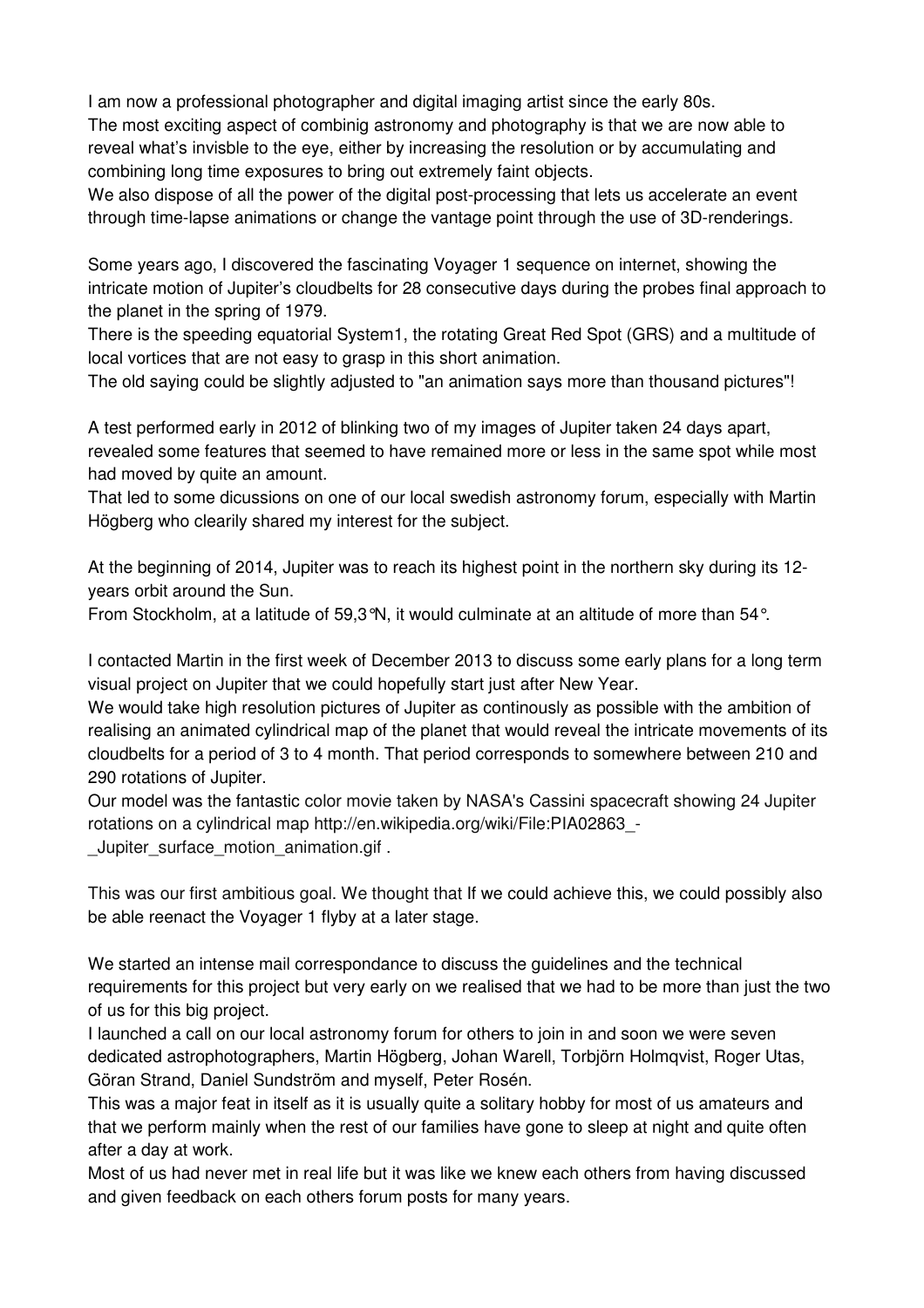I am now a professional photographer and digital imaging artist since the early 80s.
The most exciting aspect of combinig astronomy and photography is that we are now able to reveal what's invisble to the eye, either by increasing the resolution or by accumulating and combining long time exposures to bring out extremely faint objects.
We also dispose of all the power of the digital post-processing that lets us accelerate an event through time-lapse animations or change the vantage point through the use of 3D-renderings.

Some years ago, I discovered the fascinating Voyager 1 sequence on internet, showing the intricate motion of Jupiter's cloudbelts for 28 consecutive days during the probes final approach to the planet in the spring of 1979.
There is the speeding equatorial System1, the rotating Great Red Spot (GRS) and a multitude of local vortices that are not easy to grasp in this short animation.
The old saying could be slightly adjusted to "an animation says more than thousand pictures"!

A test performed early in 2012 of blinking two of my images of Jupiter taken 24 days apart, revealed some features that seemed to have remained more or less in the same spot while most had moved by quite an amount.
That led to some dicussions on one of our local swedish astronomy forum, especially with Martin Högberg who clearily shared my interest for the subject.

At the beginning of 2014, Jupiter was to reach its highest point in the northern sky during its 12-years orbit around the Sun.
From Stockholm, at a latitude of 59,3°N, it would culminate at an altitude of more than 54°.

I contacted Martin in the first week of December 2013 to discuss some early plans for a long term visual project on Jupiter that we could hopefully start just after New Year.
We would take high resolution pictures of Jupiter as continously as possible with the ambition of realising an animated cylindrical map of the planet that would reveal the intricate movements of its cloudbelts for a period of 3 to 4 month. That period corresponds to somewhere between 210 and 290 rotations of Jupiter.
Our model was the fantastic color movie taken by NASA's Cassini spacecraft showing 24 Jupiter rotations on a cylindrical map http://en.wikipedia.org/wiki/File:PIA02863_-_Jupiter_surface_motion_animation.gif .

This was our first ambitious goal. We thought that If we could achieve this, we could possibly also be able reenact the Voyager 1 flyby at a later stage.

We started an intense mail correspondance to discuss the guidelines and the technical requirements for this project but very early on we realised that we had to be more than just the two of us for this big project.
I launched a call on our local astronomy forum for others to join in and soon we were seven dedicated astrophotographers, Martin Högberg, Johan Warell, Torbjörn Holmqvist, Roger Utas, Göran Strand, Daniel Sundström and myself, Peter Rosén.
This was a major feat in itself as it is usually quite a solitary hobby for most of us amateurs and that we perform mainly when the rest of our families have gone to sleep at night and quite often after a day at work.
Most of us had never met in real life but it was like we knew each others from having discussed and given feedback on each others forum posts for many years.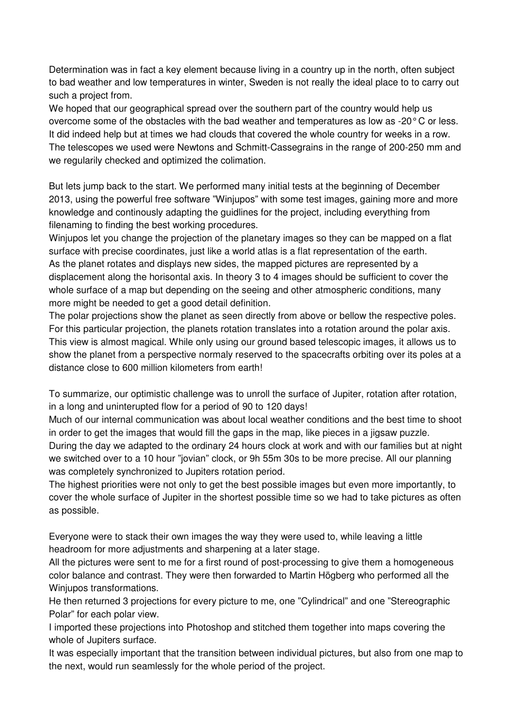Determination was in fact a key element because living in a country up in the north, often subject to bad weather and low temperatures in winter, Sweden is not really the ideal place to to carry out such a project from.
We hoped that our geographical spread over the southern part of the country would help us overcome some of the obstacles with the bad weather and temperatures as low as -20° C or less. It did indeed help but at times we had clouds that covered the whole country for weeks in a row. The telescopes we used were Newtons and Schmitt-Cassegrains in the range of 200-250 mm and we regularily checked and optimized the colimation.

But lets jump back to the start. We performed many initial tests at the beginning of December 2013, using the powerful free software "Winjupos" with some test images, gaining more and more knowledge and continously adapting the guidlines for the project, including everything from filenaming to finding the best working procedures.
Winjupos let you change the projection of the planetary images so they can be mapped on a flat surface with precise coordinates, just like a world atlas is a flat representation of the earth.
As the planet rotates and displays new sides, the mapped pictures are represented by a displacement along the horisontal axis. In theory 3 to 4 images should be sufficient to cover the whole surface of a map but depending on the seeing and other atmospheric conditions, many more might be needed to get a good detail definition.
The polar projections show the planet as seen directly from above or bellow the respective poles. For this particular projection, the planets rotation translates into a rotation around the polar axis. This view is almost magical. While only using our ground based telescopic images, it allows us to show the planet from a perspective normaly reserved to the spacecrafts orbiting over its poles at a distance close to 600 million kilometers from earth!

To summarize, our optimistic challenge was to unroll the surface of Jupiter, rotation after rotation, in a long and uninterupted flow for a period of 90 to 120 days!
Much of our internal communication was about local weather conditions and the best time to shoot in order to get the images that would fill the gaps in the map, like pieces in a jigsaw puzzle.
During the day we adapted to the ordinary 24 hours clock at work and with our families but at night we switched over to a 10 hour "jovian" clock, or 9h 55m 30s to be more precise. All our planning was completely synchronized to Jupiters rotation period.
The highest priorities were not only to get the best possible images but even more importantly, to cover the whole surface of Jupiter in the shortest possible time so we had to take pictures as often as possible.

Everyone were to stack their own images the way they were used to, while leaving a little headroom for more adjustments and sharpening at a later stage.
All the pictures were sent to me for a first round of post-processing to give them a homogeneous color balance and contrast. They were then forwarded to Martin Högberg who performed all the Winjupos transformations.
He then returned 3 projections for every picture to me, one "Cylindrical" and one "Stereographic Polar" for each polar view.
I imported these projections into Photoshop and stitched them together into maps covering the whole of Jupiters surface.
It was especially important that the transition between individual pictures, but also from one map to the next, would run seamlessly for the whole period of the project.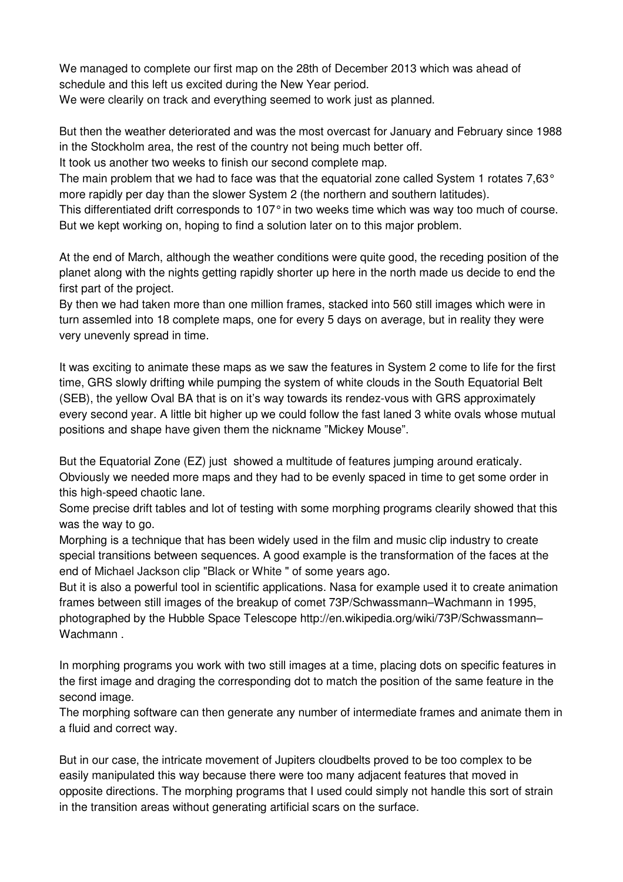We managed to complete our first map on the 28th of December 2013 which was ahead of schedule and this left us excited during the New Year period.
We were clearly on track and everything seemed to work just as planned.

But then the weather deteriorated and was the most overcast for January and February since 1988 in the Stockholm area, the rest of the country not being much better off.
It took us another two weeks to finish our second complete map.
The main problem that we had to face was that the equatorial zone called System 1 rotates 7,63° more rapidly per day than the slower System 2 (the northern and southern latitudes).
This differentiated drift corresponds to 107° in two weeks time which was way too much of course.
But we kept working on, hoping to find a solution later on to this major problem.

At the end of March, although the weather conditions were quite good, the receding position of the planet along with the nights getting rapidly shorter up here in the north made us decide to end the first part of the project.
By then we had taken more than one million frames, stacked into 560 still images which were in turn assemled into 18 complete maps, one for every 5 days on average, but in reality they were very unevenly spread in time.

It was exciting to animate these maps as we saw the features in System 2 come to life for the first time, GRS slowly drifting while pumping the system of white clouds in the South Equatorial Belt (SEB), the yellow Oval BA that is on it's way towards its rendez-vous with GRS approximately every second year. A little bit higher up we could follow the fast laned 3 white ovals whose mutual positions and shape have given them the nickname "Mickey Mouse".

But the Equatorial Zone (EZ) just showed a multitude of features jumping around eraticaly.
Obviously we needed more maps and they had to be evenly spaced in time to get some order in this high-speed chaotic lane.
Some precise drift tables and lot of testing with some morphing programs clearily showed that this was the way to go.
Morphing is a technique that has been widely used in the film and music clip industry to create special transitions between sequences. A good example is the transformation of the faces at the end of Michael Jackson clip "Black or White " of some years ago.
But it is also a powerful tool in scientific applications. Nasa for example used it to create animation frames between still images of the breakup of comet 73P/Schwassmann–Wachmann in 1995, photographed by the Hubble Space Telescope http://en.wikipedia.org/wiki/73P/Schwassmann–Wachmann .

In morphing programs you work with two still images at a time, placing dots on specific features in the first image and draging the corresponding dot to match the position of the same feature in the second image.
The morphing software can then generate any number of intermediate frames and animate them in a fluid and correct way.

But in our case, the intricate movement of Jupiters cloudbelts proved to be too complex to be easily manipulated this way because there were too many adjacent features that moved in opposite directions. The morphing programs that I used could simply not handle this sort of strain in the transition areas without generating artificial scars on the surface.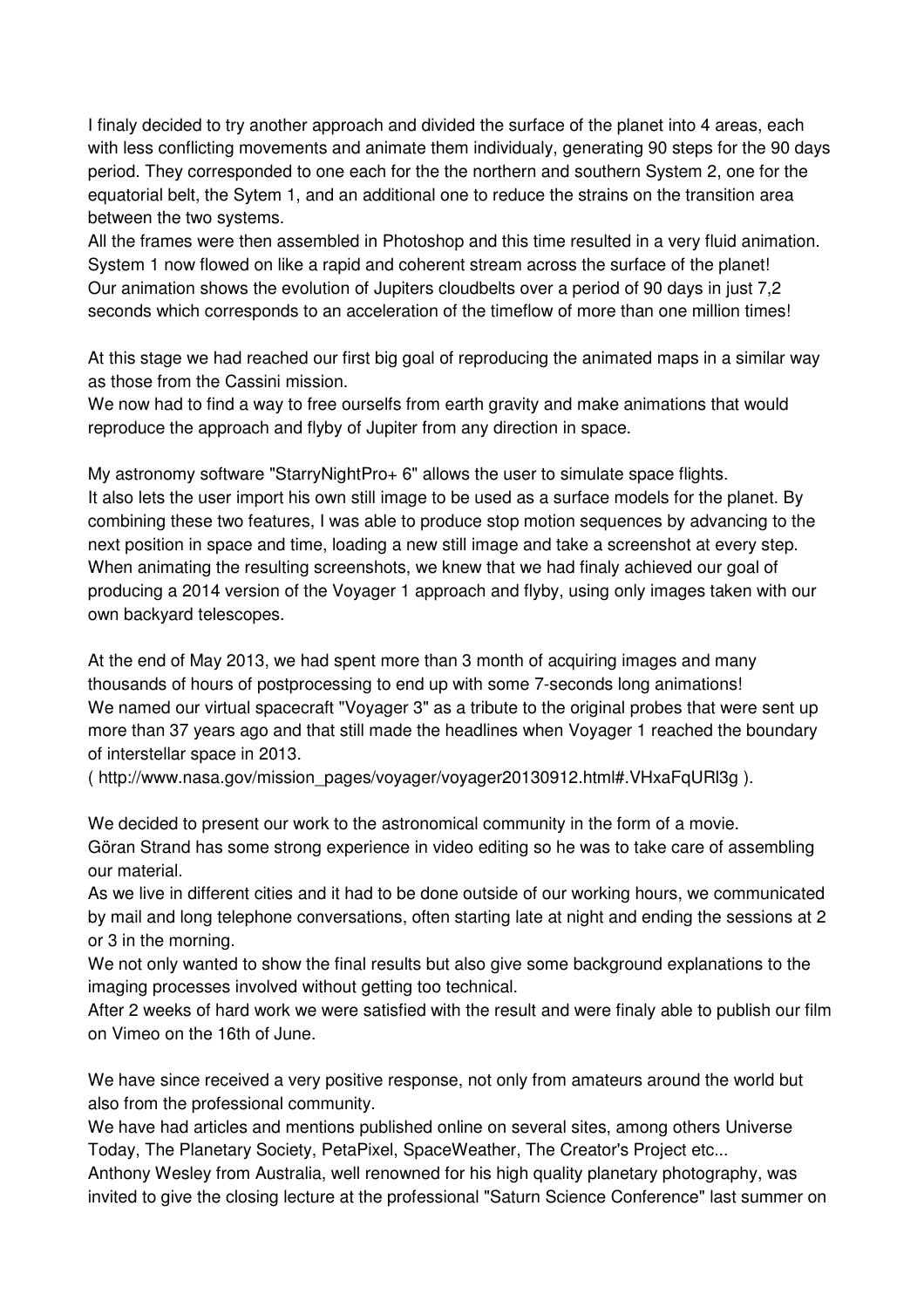I finaly decided to try another approach and divided the surface of the planet into 4 areas, each with less conflicting movements and animate them individualy, generating 90 steps for the 90 days period. They corresponded to one each for the the northern and southern System 2, one for the equatorial belt, the Sytem 1, and an additional one to reduce the strains on the transition area between the two systems.
All the frames were then assembled in Photoshop and this time resulted in a very fluid animation. System 1 now flowed on like a rapid and coherent stream across the surface of the planet!
Our animation shows the evolution of Jupiters cloudbelts over a period of 90 days in just 7,2 seconds which corresponds to an acceleration of the timeflow of more than one million times!

At this stage we had reached our first big goal of reproducing the animated maps in a similar way as those from the Cassini mission.
We now had to find a way to free ourselfs from earth gravity and make animations that would reproduce the approach and flyby of Jupiter from any direction in space.

My astronomy software "StarryNightPro+ 6" allows the user to simulate space flights.
It also lets the user import his own still image to be used as a surface models for the planet. By combining these two features, I was able to produce stop motion sequences by advancing to the next position in space and time, loading a new still image and take a screenshot at every step. When animating the resulting screenshots, we knew that we had finaly achieved our goal of producing a 2014 version of the Voyager 1 approach and flyby, using only images taken with our own backyard telescopes.

At the end of May 2013, we had spent more than 3 month of acquiring images and many thousands of hours of postprocessing to end up with some 7-seconds long animations!
We named our virtual spacecraft "Voyager 3" as a tribute to the original probes that were sent up more than 37 years ago and that still made the headlines when Voyager 1 reached the boundary of interstellar space in 2013.
( http://www.nasa.gov/mission_pages/voyager/voyager20130912.html#.VHxaFqURl3g ).

We decided to present our work to the astronomical community in the form of a movie.
Göran Strand has some strong experience in video editing so he was to take care of assembling our material.
As we live in different cities and it had to be done outside of our working hours, we communicated by mail and long telephone conversations, often starting late at night and ending the sessions at 2 or 3 in the morning.
We not only wanted to show the final results but also give some background explanations to the imaging processes involved without getting too technical.
After 2 weeks of hard work we were satisfied with the result and were finaly able to publish our film on Vimeo on the 16th of June.

We have since received a very positive response, not only from amateurs around the world but also from the professional community.
We have had articles and mentions published online on several sites, among others Universe Today, The Planetary Society, PetaPixel, SpaceWeather, The Creator's Project etc...
Anthony Wesley from Australia, well renowned for his high quality planetary photography, was invited to give the closing lecture at the professional "Saturn Science Conference" last summer on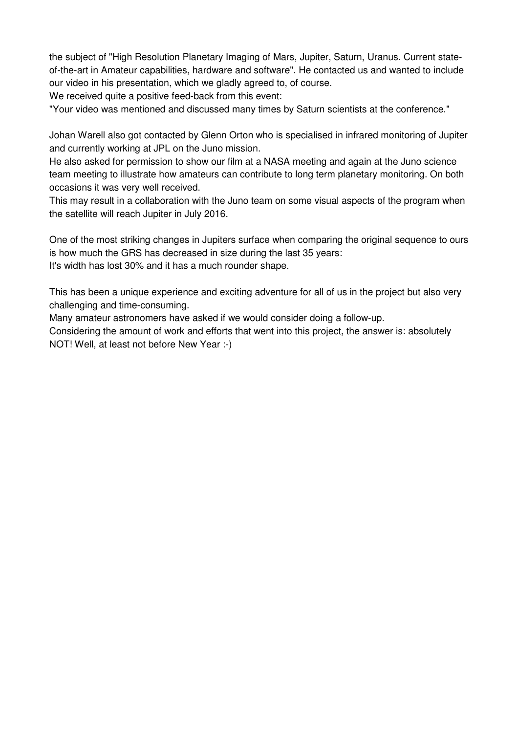the subject of "High Resolution Planetary Imaging of Mars, Jupiter, Saturn, Uranus. Current state-of-the-art in Amateur capabilities, hardware and software". He contacted us and wanted to include our video in his presentation, which we gladly agreed to, of course.
We received quite a positive feed-back from this event:
"Your video was mentioned and discussed many times by Saturn scientists at the conference."

Johan Warell also got contacted by Glenn Orton who is specialised in infrared monitoring of Jupiter and currently working at JPL on the Juno mission.
He also asked for permission to show our film at a NASA meeting and again at the Juno science team meeting to illustrate how amateurs can contribute to long term planetary monitoring. On both occasions it was very well received.
This may result in a collaboration with the Juno team on some visual aspects of the program when the satellite will reach Jupiter in July 2016.

One of the most striking changes in Jupiters surface when comparing the original sequence to ours is how much the GRS has decreased in size during the last 35 years:
It's width has lost 30% and it has a much rounder shape.

This has been a unique experience and exciting adventure for all of us in the project but also very challenging and time-consuming.
Many amateur astronomers have asked if we would consider doing a follow-up.
Considering the amount of work and efforts that went into this project, the answer is: absolutely NOT! Well, at least not before New Year :-)